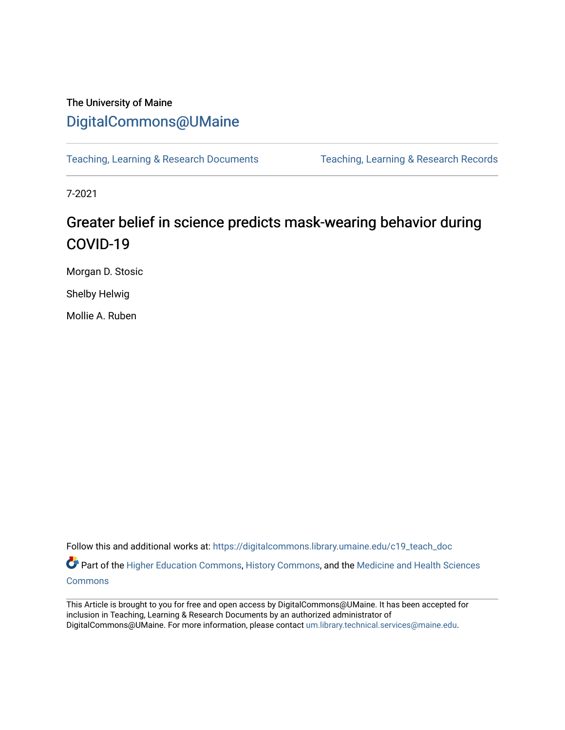The University of Maine

DigitalCommons@UMaine

Teaching, Learning & Research Documents | Teaching, Learning & Research Records

7-2021

# Greater belief in science predicts mask-wearing behavior during COVID-19

Morgan D. Stosic

Shelby Helwig

Mollie A. Ruben

Follow this and additional works at: https://digitalcommons.library.umaine.edu/c19_teach_doc

Part of the Higher Education Commons, History Commons, and the Medicine and Health Sciences Commons

This Article is brought to you for free and open access by DigitalCommons@UMaine. It has been accepted for inclusion in Teaching, Learning & Research Documents by an authorized administrator of DigitalCommons@UMaine. For more information, please contact um.library.technical.services@maine.edu.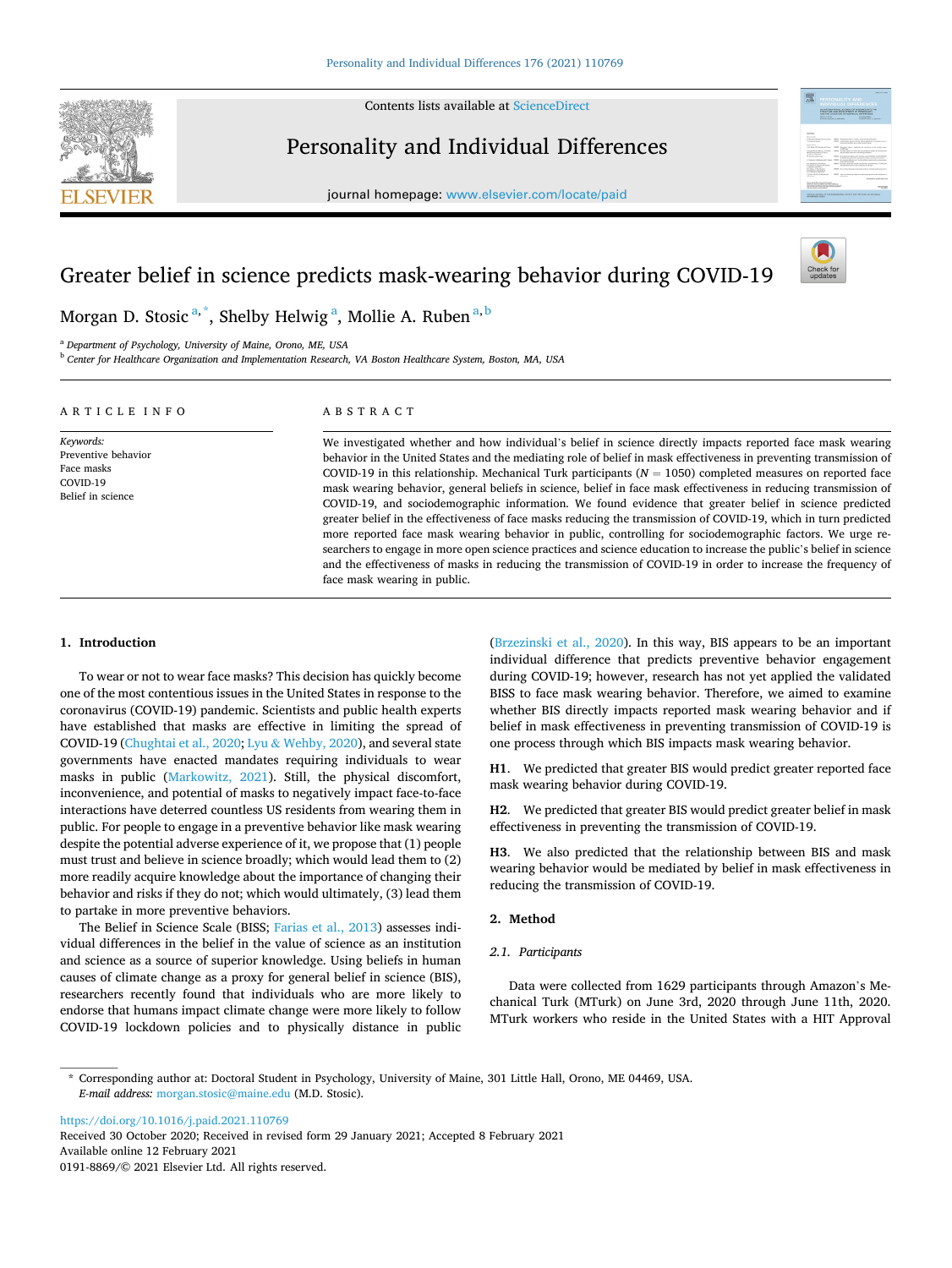# Greater belief in science predicts mask-wearing behavior during COVID-19

Morgan D. Stosic [a,*], Shelby Helwig [a], Mollie A. Ruben [a,b]

[a] Department of Psychology, University of Maine, Orono, ME, USA

[b] Center for Healthcare Organization and Implementation Research, VA Boston Healthcare System, Boston, MA, USA

## ARTICLE INFO

*Keywords:*
Preventive behavior
Face masks
COVID-19
Belief in science

## ABSTRACT

We investigated whether and how individual's belief in science directly impacts reported face mask wearing behavior in the United States and the mediating role of belief in mask effectiveness in preventing transmission of COVID-19 in this relationship. Mechanical Turk participants ($N$ = 1050) completed measures on reported face mask wearing behavior, general beliefs in science, belief in face mask effectiveness in reducing transmission of COVID-19, and sociodemographic information. We found evidence that greater belief in science predicted greater belief in the effectiveness of face masks reducing the transmission of COVID-19, which in turn predicted more reported face mask wearing behavior in public, controlling for sociodemographic factors. We urge researchers to engage in more open science practices and science education to increase the public's belief in science and the effectiveness of masks in reducing the transmission of COVID-19 in order to increase the frequency of face mask wearing in public.

## 1. Introduction

To wear or not to wear face masks? This decision has quickly become one of the most contentious issues in the United States in response to the coronavirus (COVID-19) pandemic. Scientists and public health experts have established that masks are effective in limiting the spread of COVID-19 (Chughtai et al., 2020; Lyu & Wehby, 2020), and several state governments have enacted mandates requiring individuals to wear masks in public (Markowitz, 2021). Still, the physical discomfort, inconvenience, and potential of masks to negatively impact face-to-face interactions have deterred countless US residents from wearing them in public. For people to engage in a preventive behavior like mask wearing despite the potential adverse experience of it, we propose that (1) people must trust and believe in science broadly; which would lead them to (2) more readily acquire knowledge about the importance of changing their behavior and risks if they do not; which would ultimately, (3) lead them to partake in more preventive behaviors.

The Belief in Science Scale (BISS; Farias et al., 2013) assesses individual differences in the belief in the value of science as an institution and science as a source of superior knowledge. Using beliefs in human causes of climate change as a proxy for general belief in science (BIS), researchers recently found that individuals who are more likely to endorse that humans impact climate change were more likely to follow COVID-19 lockdown policies and to physically distance in public (Brzezinski et al., 2020). In this way, BIS appears to be an important individual difference that predicts preventive behavior engagement during COVID-19; however, research has not yet applied the validated BISS to face mask wearing behavior. Therefore, we aimed to examine whether BIS directly impacts reported mask wearing behavior and if belief in mask effectiveness in preventing transmission of COVID-19 is one process through which BIS impacts mask wearing behavior.

**H1.** We predicted that greater BIS would predict greater reported face mask wearing behavior during COVID-19.

**H2.** We predicted that greater BIS would predict greater belief in mask effectiveness in preventing the transmission of COVID-19.

**H3.** We also predicted that the relationship between BIS and mask wearing behavior would be mediated by belief in mask effectiveness in reducing the transmission of COVID-19.

## 2. Method

### 2.1. Participants

Data were collected from 1629 participants through Amazon's Mechanical Turk (MTurk) on June 3rd, 2020 through June 11th, 2020. MTurk workers who reside in the United States with a HIT Approval

---

* Corresponding author at: Doctoral Student in Psychology, University of Maine, 301 Little Hall, Orono, ME 04469, USA.
*E-mail address:* morgan.stosic@maine.edu (M.D. Stosic).

https://doi.org/10.1016/j.paid.2021.110769
Received 30 October 2020; Received in revised form 29 January 2021; Accepted 8 February 2021
Available online 12 February 2021
0191-8869/© 2021 Elsevier Ltd. All rights reserved.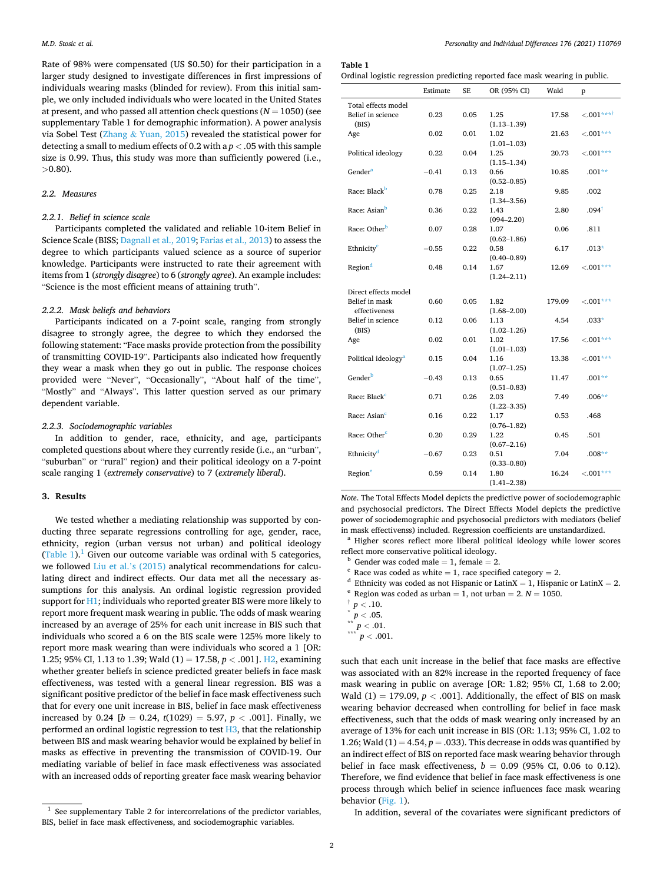Rate of 98% were compensated (US $0.50) for their participation in a larger study designed to investigate differences in first impressions of individuals wearing masks (blinded for review). From this initial sample, we only included individuals who were located in the United States at present, and who passed all attention check questions ($N = 1050$) (see supplementary Table 1 for demographic information). A power analysis via Sobel Test (Zhang & Yuan, 2015) revealed the statistical power for detecting a small to medium effects of 0.2 with a $p < .05$ with this sample size is 0.99. Thus, this study was more than sufficiently powered (i.e., >0.80).

### 2.2. Measures

#### 2.2.1. Belief in science scale

Participants completed the validated and reliable 10-item Belief in Science Scale (BISS; Dagnall et al., 2019; Farias et al., 2013) to assess the degree to which participants valued science as a source of superior knowledge. Participants were instructed to rate their agreement with items from 1 (*strongly disagree*) to 6 (*strongly agree*). An example includes: "Science is the most efficient means of attaining truth".

#### 2.2.2. Mask beliefs and behaviors

Participants indicated on a 7-point scale, ranging from strongly disagree to strongly agree, the degree to which they endorsed the following statement: "Face masks provide protection from the possibility of transmitting COVID-19". Participants also indicated how frequently they wear a mask when they go out in public. The response choices provided were "Never", "Occasionally", "About half of the time", "Mostly" and "Always". This latter question served as our primary dependent variable.

#### 2.2.3. Sociodemographic variables

In addition to gender, race, ethnicity, and age, participants completed questions about where they currently reside (i.e., an "urban", "suburban" or "rural" region) and their political ideology on a 7-point scale ranging 1 (*extremely conservative*) to 7 (*extremely liberal*).

## 3. Results

We tested whether a mediating relationship was supported by conducting three separate regressions controlling for age, gender, race, ethnicity, region (urban versus not urban) and political ideology (Table 1).[1] Given our outcome variable was ordinal with 5 categories, we followed Liu et al.'s (2015) analytical recommendations for calculating direct and indirect effects. Our data met all the necessary assumptions for this analysis. An ordinal logistic regression provided support for H1; individuals who reported greater BIS were more likely to report more frequent mask wearing in public. The odds of mask wearing increased by an average of 25% for each unit increase in BIS such that individuals who scored a 6 on the BIS scale were 125% more likely to report more mask wearing than were individuals who scored a 1 [OR: 1.25; 95% CI, 1.13 to 1.39; Wald (1) = 17.58, $p < .001$]. H2, examining whether greater beliefs in science predicted greater beliefs in face mask effectiveness, was tested with a general linear regression. BIS was a significant positive predictor of the belief in face mask effectiveness such that for every one unit increase in BIS, belief in face mask effectiveness increased by 0.24 [$b = 0.24$, $t(1029) = 5.97$, $p < .001$]. Finally, we performed an ordinal logistic regression to test H3, that the relationship between BIS and mask wearing behavior would be explained by belief in masks as effective in preventing the transmission of COVID-19. Our mediating variable of belief in face mask effectiveness was associated with an increased odds of reporting greater face mask wearing behavior such that each unit increase in the belief that face masks are effective was associated with an 82% increase in the reported frequency of face mask wearing in public on average [OR: 1.82; 95% CI, 1.68 to 2.00; Wald (1) = 179.09, $p < .001$]. Additionally, the effect of BIS on mask wearing behavior decreased when controlling for belief in face mask effectiveness, such that the odds of mask wearing only increased by an average of 13% for each unit increase in BIS (OR: 1.13; 95% CI, 1.02 to 1.26; Wald (1) = 4.54, $p = .033$). This decrease in odds was quantified by an indirect effect of BIS on reported face mask wearing behavior through belief in face mask effectiveness, $b = 0.09$ (95% CI, 0.06 to 0.12). Therefore, we find evidence that belief in face mask effectiveness is one process through which belief in science influences face mask wearing behavior (Fig. 1).

In addition, several of the covariates were significant predictors of

[1] See supplementary Table 2 for intercorrelations of the predictor variables, BIS, belief in face mask effectiveness, and sociodemographic variables.

**Table 1**
Ordinal logistic regression predicting reported face mask wearing in public.

| | Estimate | SE | OR (95% CI) | Wald | p |
|---|---|---|---|---|---|
| *Total effects model* | | | | | |
| Belief in science (BIS) | 0.23 | 0.05 | 1.25 (1.13–1.39) | 17.58 | <.001***† |
| Age | 0.02 | 0.01 | 1.02 (1.01–1.03) | 21.63 | <.001*** |
| Political ideology | 0.22 | 0.04 | 1.25 (1.15–1.34) | 20.73 | <.001*** |
| Gender[a] | −0.41 | 0.13 | 0.66 (0.52–0.85) | 10.85 | .001** |
| Race: Black[b] | 0.78 | 0.25 | 2.18 (1.34–3.56) | 9.85 | .002 |
| Race: Asian[b] | 0.36 | 0.22 | 1.43 (094–2.20) | 2.80 | .094† |
| Race: Other[b] | 0.07 | 0.28 | 1.07 (0.62–1.86) | 0.06 | .811 |
| Ethnicity[c] | −0.55 | 0.22 | 0.58 (0.40–0.89) | 6.17 | .013* |
| Region[d] | 0.48 | 0.14 | 1.67 (1.24–2.11) | 12.69 | <.001*** |
| *Direct effects model* | | | | | |
| Belief in mask effectiveness | 0.60 | 0.05 | 1.82 (1.68–2.00) | 179.09 | <.001*** |
| Belief in science (BIS) | 0.12 | 0.06 | 1.13 (1.02–1.26) | 4.54 | .033* |
| Age | 0.02 | 0.01 | 1.02 (1.01–1.03) | 17.56 | <.001*** |
| Political ideology[a] | 0.15 | 0.04 | 1.16 (1.07–1.25) | 13.38 | <.001*** |
| Gender[b] | −0.43 | 0.13 | 0.65 (0.51–0.83) | 11.47 | .001** |
| Race: Black[c] | 0.71 | 0.26 | 2.03 (1.22–3.35) | 7.49 | .006** |
| Race: Asian[c] | 0.16 | 0.22 | 1.17 (0.76–1.82) | 0.53 | .468 |
| Race: Other[c] | 0.20 | 0.29 | 1.22 (0.67–2.16) | 0.45 | .501 |
| Ethnicity[d] | −0.67 | 0.23 | 0.51 (0.33–0.80) | 7.04 | .008** |
| Region[e] | 0.59 | 0.14 | 1.80 (1.41–2.38) | 16.24 | <.001*** |

*Note*. The Total Effects Model depicts the predictive power of sociodemographic and psychosocial predictors. The Direct Effects Model depicts the predictive power of sociodemographic and psychosocial predictors with mediators (belief in mask effectiveness) included. Regression coefficients are unstandardized.

[a] Higher scores reflect more liberal political ideology while lower scores reflect more conservative political ideology.

[b] Gender was coded male = 1, female = 2.

[c] Race was coded as white = 1, race specified category = 2.

[d] Ethnicity was coded as not Hispanic or LatinX = 1, Hispanic or LatinX = 2.

[e] Region was coded as urban = 1, not urban = 2. $N = 1050$.

† $p < .10$.

* $p < .05$.

** $p < .01$.

*** $p < .001$.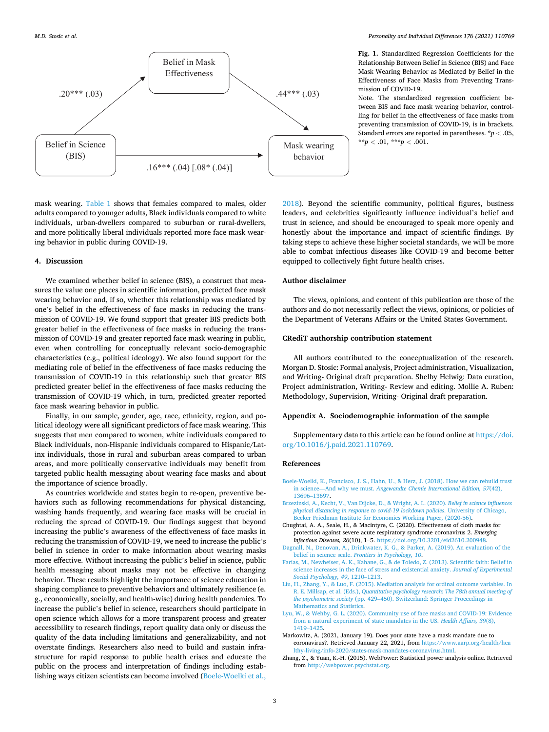Belief in Mask Effectiveness

.20*** (.03)

.44*** (.03)

Belief in Science (BIS)

Mask wearing behavior

.16*** (.04) [.08* (.04)]

**Fig. 1.** Standardized Regression Coefficients for the Relationship Between Belief in Science (BIS) and Face Mask Wearing Behavior as Mediated by Belief in the Effectiveness of Face Masks from Preventing Transmission of COVID-19.

Note. The standardized regression coefficient between BIS and face mask wearing behavior, controlling for belief in the effectiveness of face masks from preventing transmission of COVID-19, is in brackets. Standard errors are reported in parentheses. \*$p < .05$, \*\*$p < .01$, \*\*\*$p < .001$.

mask wearing. Table 1 shows that females compared to males, older adults compared to younger adults, Black individuals compared to white individuals, urban-dwellers compared to suburban or rural-dwellers, and more politically liberal individuals reported more face mask wearing behavior in public during COVID-19.

## 4. Discussion

We examined whether belief in science (BIS), a construct that measures the value one places in scientific information, predicted face mask wearing behavior and, if so, whether this relationship was mediated by one's belief in the effectiveness of face masks in reducing the transmission of COVID-19. We found support that greater BIS predicts both greater belief in the effectiveness of face masks in reducing the transmission of COVID-19 and greater reported face mask wearing in public, even when controlling for conceptually relevant socio-demographic characteristics (e.g., political ideology). We also found support for the mediating role of belief in the effectiveness of face masks reducing the transmission of COVID-19 in this relationship such that greater BIS predicted greater belief in the effectiveness of face masks reducing the transmission of COVID-19 which, in turn, predicted greater reported face mask wearing behavior in public.

Finally, in our sample, gender, age, race, ethnicity, region, and political ideology were all significant predictors of face mask wearing. This suggests that men compared to women, white individuals compared to Black individuals, non-Hispanic individuals compared to Hispanic/Latinx individuals, those in rural and suburban areas compared to urban areas, and more politically conservative individuals may benefit from targeted public health messaging about wearing face masks and about the importance of science broadly.

As countries worldwide and states begin to re-open, preventive behaviors such as following recommendations for physical distancing, washing hands frequently, and wearing face masks will be crucial in reducing the spread of COVID-19. Our findings suggest that beyond increasing the public's awareness of the effectiveness of face masks in reducing the transmission of COVID-19, we need to increase the public's belief in science in order to make information about wearing masks more effective. Without increasing the public's belief in science, public health messaging about masks may not be effective in changing behavior. These results highlight the importance of science education in shaping compliance to preventive behaviors and ultimately resilience (e.g., economically, socially, and health-wise) during health pandemics. To increase the public's belief in science, researchers should participate in open science which allows for a more transparent process and greater accessibility to research findings, report quality data only or discuss the quality of the data including limitations and generalizability, and not overstate findings. Researchers also need to build and sustain infrastructure for rapid response to public health crises and educate the public on the process and interpretation of findings including establishing ways citizen scientists can become involved (Boele-Woelki et al., 2018). Beyond the scientific community, political figures, business leaders, and celebrities significantly influence individual's belief and trust in science, and should be encouraged to speak more openly and honestly about the importance and impact of scientific findings. By taking steps to achieve these higher societal standards, we will be more able to combat infectious diseases like COVID-19 and become better equipped to collectively fight future health crises.

## Author disclaimer

The views, opinions, and content of this publication are those of the authors and do not necessarily reflect the views, opinions, or policies of the Department of Veterans Affairs or the United States Government.

## CRediT authorship contribution statement

All authors contributed to the conceptualization of the research. Morgan D. Stosic: Formal analysis, Project administration, Visualization, and Writing- Original draft preparation. Shelby Helwig: Data curation, Project administration, Writing- Review and editing. Mollie A. Ruben: Methodology, Supervision, Writing- Original draft preparation.

## Appendix A. Sociodemographic information of the sample

Supplementary data to this article can be found online at https://doi.org/10.1016/j.paid.2021.110769.

## References

Boele-Woelki, K., Francisco, J. S., Hahn, U., & Herz, J. (2018). How we can rebuild trust in science—And why we must. *Angewandte Chemie International Edition, 57*(42), 13696–13697.

Brzezinski, A., Kecht, V., Van Dijcke, D., & Wright, A. L. (2020). *Belief in science influences physical distancing in response to covid-19 lockdown policies*. University of Chicago, Becker Friedman Institute for Economics Working Paper, (2020-56).

Chughtai, A. A., Seale, H., & Macintyre, C. (2020). Effectiveness of cloth masks for protection against severe acute respiratory syndrome coronavirus 2. *Emerging Infectious Diseases, 26*(10), 1–5. https://doi.org/10.3201/eid2610.200948.

Dagnall, N., Denovan, A., Drinkwater, K. G., & Parker, A. (2019). An evaluation of the belief in science scale. *Frontiers in Psychology, 10*.

Farias, M., Newheiser, A. K., Kahane, G., & de Toledo, Z. (2013). Scientific faith: Belief in science increases in the face of stress and existential anxiety. *Journal of Experimental Social Psychology, 49*, 1210–1213.

Liu, H., Zhang, Y., & Luo, F. (2015). Mediation analysis for ordinal outcome variables. In R. E. Millsap, et al. (Eds.), *Quantitative psychology research: The 78th annual meeting of the psychometric society* (pp. 429–450). Switzerland: Springer Proceedings in Mathematics and Statistics.

Lyu, W., & Wehby, G. L. (2020). Community use of face masks and COVID-19: Evidence from a natural experiment of state mandates in the US. *Health Affairs, 39*(8), 1419–1425.

Markowitz, A. (2021, January 19). Does your state have a mask mandate due to coronavirus?. Retrieved January 22, 2021, from https://www.aarp.org/health/healthy-living/info-2020/states-mask-mandates-coronavirus.html.

Zhang, Z., & Yuan, K.-H. (2015). WebPower: Statistical power analysis online. Retrieved from http://webpower.psychstat.org.